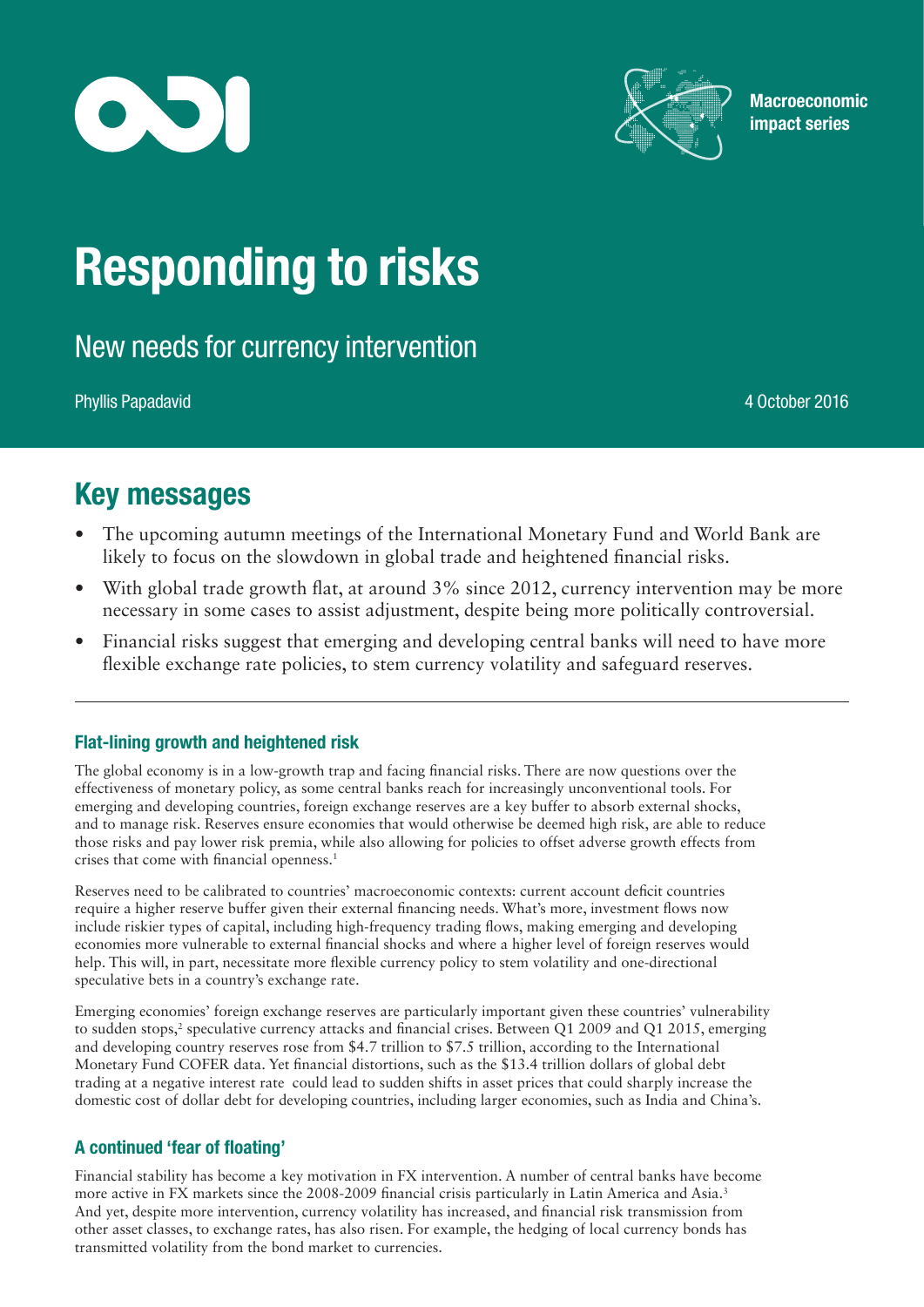Macroeconomic impact series

# Responding to risks

## New needs for currency intervention

Phyllis Papadavid

4 October 2016

## Key messages

- The upcoming autumn meetings of the International Monetary Fund and World Bank are likely to focus on the slowdown in global trade and heightened financial risks.
- With global trade growth flat, at around 3% since 2012, currency intervention may be more necessary in some cases to assist adjustment, despite being more politically controversial.
- Financial risks suggest that emerging and developing central banks will need to have more flexible exchange rate policies, to stem currency volatility and safeguard reserves.

### Flat-lining growth and heightened risk

The global economy is in a low-growth trap and facing financial risks. There are now questions over the effectiveness of monetary policy, as some central banks reach for increasingly unconventional tools. For emerging and developing countries, foreign exchange reserves are a key buffer to absorb external shocks, and to manage risk. Reserves ensure economies that would otherwise be deemed high risk, are able to reduce those risks and pay lower risk premia, while also allowing for policies to offset adverse growth effects from crises that come with financial openness.[1]

Reserves need to be calibrated to countries' macroeconomic contexts: current account deficit countries require a higher reserve buffer given their external financing needs. What's more, investment flows now include riskier types of capital, including high-frequency trading flows, making emerging and developing economies more vulnerable to external financial shocks and where a higher level of foreign reserves would help. This will, in part, necessitate more flexible currency policy to stem volatility and one-directional speculative bets in a country's exchange rate.

Emerging economies' foreign exchange reserves are particularly important given these countries' vulnerability to sudden stops,[2] speculative currency attacks and financial crises. Between Q1 2009 and Q1 2015, emerging and developing country reserves rose from $4.7 trillion to $7.5 trillion, according to the International Monetary Fund COFER data. Yet financial distortions, such as the $13.4 trillion dollars of global debt trading at a negative interest rate could lead to sudden shifts in asset prices that could sharply increase the domestic cost of dollar debt for developing countries, including larger economies, such as India and China's.

### A continued 'fear of floating'

Financial stability has become a key motivation in FX intervention. A number of central banks have become more active in FX markets since the 2008-2009 financial crisis particularly in Latin America and Asia.[3] And yet, despite more intervention, currency volatility has increased, and financial risk transmission from other asset classes, to exchange rates, has also risen. For example, the hedging of local currency bonds has transmitted volatility from the bond market to currencies.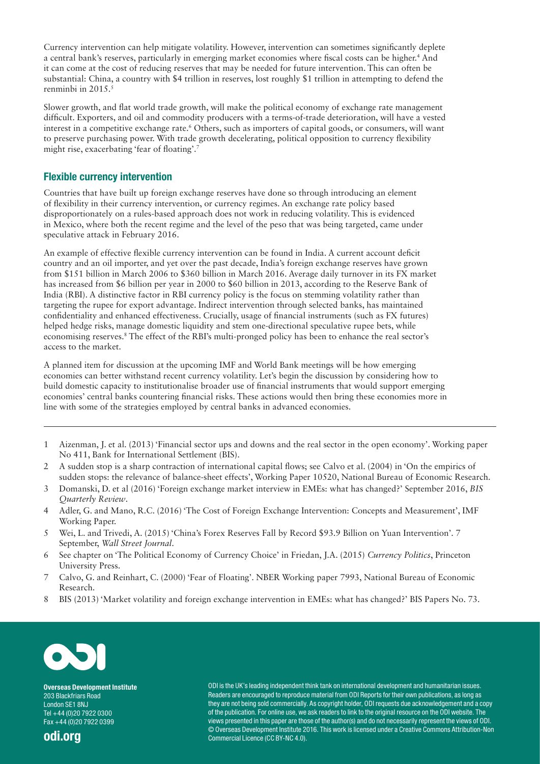Currency intervention can help mitigate volatility. However, intervention can sometimes significantly deplete a central bank's reserves, particularly in emerging market economies where fiscal costs can be higher.[4] And it can come at the cost of reducing reserves that may be needed for future intervention. This can often be substantial: China, a country with $4 trillion in reserves, lost roughly $1 trillion in attempting to defend the renminbi in 2015.[5]

Slower growth, and flat world trade growth, will make the political economy of exchange rate management difficult. Exporters, and oil and commodity producers with a terms-of-trade deterioration, will have a vested interest in a competitive exchange rate.[6] Others, such as importers of capital goods, or consumers, will want to preserve purchasing power. With trade growth decelerating, political opposition to currency flexibility might rise, exacerbating 'fear of floating'.[7]

## Flexible currency intervention

Countries that have built up foreign exchange reserves have done so through introducing an element of flexibility in their currency intervention, or currency regimes. An exchange rate policy based disproportionately on a rules-based approach does not work in reducing volatility. This is evidenced in Mexico, where both the recent regime and the level of the peso that was being targeted, came under speculative attack in February 2016.

An example of effective flexible currency intervention can be found in India. A current account deficit country and an oil importer, and yet over the past decade, India's foreign exchange reserves have grown from $151 billion in March 2006 to $360 billion in March 2016. Average daily turnover in its FX market has increased from $6 billion per year in 2000 to $60 billion in 2013, according to the Reserve Bank of India (RBI). A distinctive factor in RBI currency policy is the focus on stemming volatility rather than targeting the rupee for export advantage. Indirect intervention through selected banks, has maintained confidentiality and enhanced effectiveness. Crucially, usage of financial instruments (such as FX futures) helped hedge risks, manage domestic liquidity and stem one-directional speculative rupee bets, while economising reserves.[8] The effect of the RBI's multi-pronged policy has been to enhance the real sector's access to the market.

A planned item for discussion at the upcoming IMF and World Bank meetings will be how emerging economies can better withstand recent currency volatility. Let's begin the discussion by considering how to build domestic capacity to institutionalise broader use of financial instruments that would support emerging economies' central banks countering financial risks. These actions would then bring these economies more in line with some of the strategies employed by central banks in advanced economies.

---

1. Aizenman, J. et al. (2013) 'Financial sector ups and downs and the real sector in the open economy'. Working paper No 411, Bank for International Settlement (BIS).
2. A sudden stop is a sharp contraction of international capital flows; see Calvo et al. (2004) in 'On the empirics of sudden stops: the relevance of balance-sheet effects', Working Paper 10520, National Bureau of Economic Research.
3. Domanski, D. et al (2016) 'Foreign exchange market interview in EMEs: what has changed?' September 2016, *BIS Quarterly Review*.
4. Adler, G. and Mano, R.C. (2016) 'The Cost of Foreign Exchange Intervention: Concepts and Measurement', IMF Working Paper.
5. Wei, L. and Trivedi, A. (2015) 'China's Forex Reserves Fall by Record $93.9 Billion on Yuan Intervention'. 7 September, *Wall Street Journal*.
6. See chapter on 'The Political Economy of Currency Choice' in Friedan, J.A. (2015) *Currency Politics*, Princeton University Press.
7. Calvo, G. and Reinhart, C. (2000) 'Fear of Floating'. NBER Working paper 7993, National Bureau of Economic Research.
8. BIS (2013) 'Market volatility and foreign exchange intervention in EMEs: what has changed?' BIS Papers No. 73.

**Overseas Development Institute**
203 Blackfriars Road
London SE1 8NJ
Tel +44 (0)20 7922 0300
Fax +44 (0)20 7922 0399

**odi.org**

ODI is the UK's leading independent think tank on international development and humanitarian issues. Readers are encouraged to reproduce material from ODI Reports for their own publications, as long as they are not being sold commercially. As copyright holder, ODI requests due acknowledgement and a copy of the publication. For online use, we ask readers to link to the original resource on the ODI website. The views presented in this paper are those of the author(s) and do not necessarily represent the views of ODI. © Overseas Development Institute 2016. This work is licensed under a Creative Commons Attribution-Non Commercial Licence (CC BY-NC 4.0).